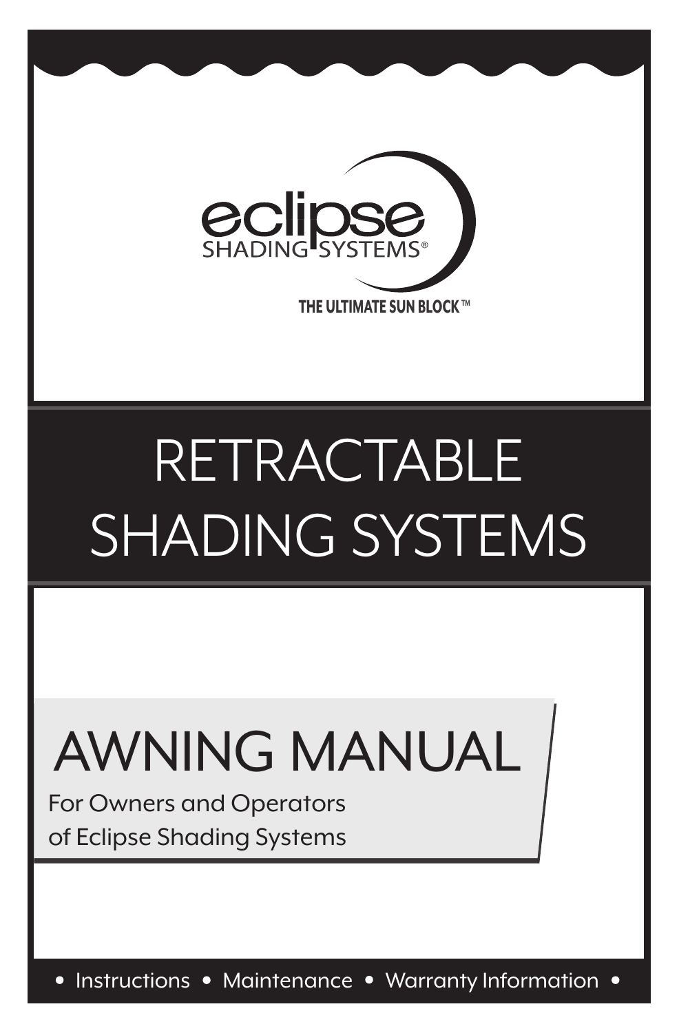eclipse

SHADING SYSTEMS®

THE ULTIMATE SUN BLOCK™

# RETRACTABLE SHADING SYSTEMS

## AWNING MANUAL

For Owners and Operators of Eclipse Shading Systems

• Instructions • Maintenance • Warranty Information •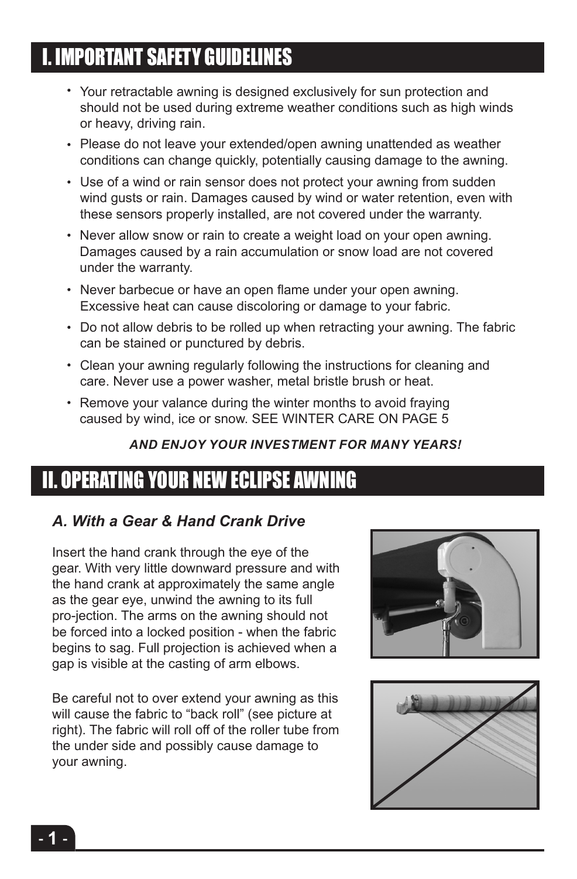# I. IMPORTANT SAFETY GUIDELINES

- Your retractable awning is designed exclusively for sun protection and should not be used during extreme weather conditions such as high winds or heavy, driving rain.
- Please do not leave your extended/open awning unattended as weather conditions can change quickly, potentially causing damage to the awning.
- Use of a wind or rain sensor does not protect your awning from sudden wind gusts or rain. Damages caused by wind or water retention, even with these sensors properly installed, are not covered under the warranty.
- Never allow snow or rain to create a weight load on your open awning. Damages caused by a rain accumulation or snow load are not covered under the warranty.
- Never barbecue or have an open flame under your open awning. Excessive heat can cause discoloring or damage to your fabric.
- Do not allow debris to be rolled up when retracting your awning. The fabric can be stained or punctured by debris.
- Clean your awning regularly following the instructions for cleaning and care. Never use a power washer, metal bristle brush or heat.
- Remove your valance during the winter months to avoid fraying caused by wind, ice or snow. SEE WINTER CARE ON PAGE 5

***AND ENJOY YOUR INVESTMENT FOR MANY YEARS!***

# II. OPERATING YOUR NEW ECLIPSE AWNING

### *A. With a Gear & Hand Crank Drive*

Insert the hand crank through the eye of the gear. With very little downward pressure and with the hand crank at approximately the same angle as the gear eye, unwind the awning to its full pro-jection. The arms on the awning should not be forced into a locked position - when the fabric begins to sag. Full projection is achieved when a gap is visible at the casting of arm elbows.

Be careful not to over extend your awning as this will cause the fabric to "back roll" (see picture at right). The fabric will roll off of the roller tube from the under side and possibly cause damage to your awning.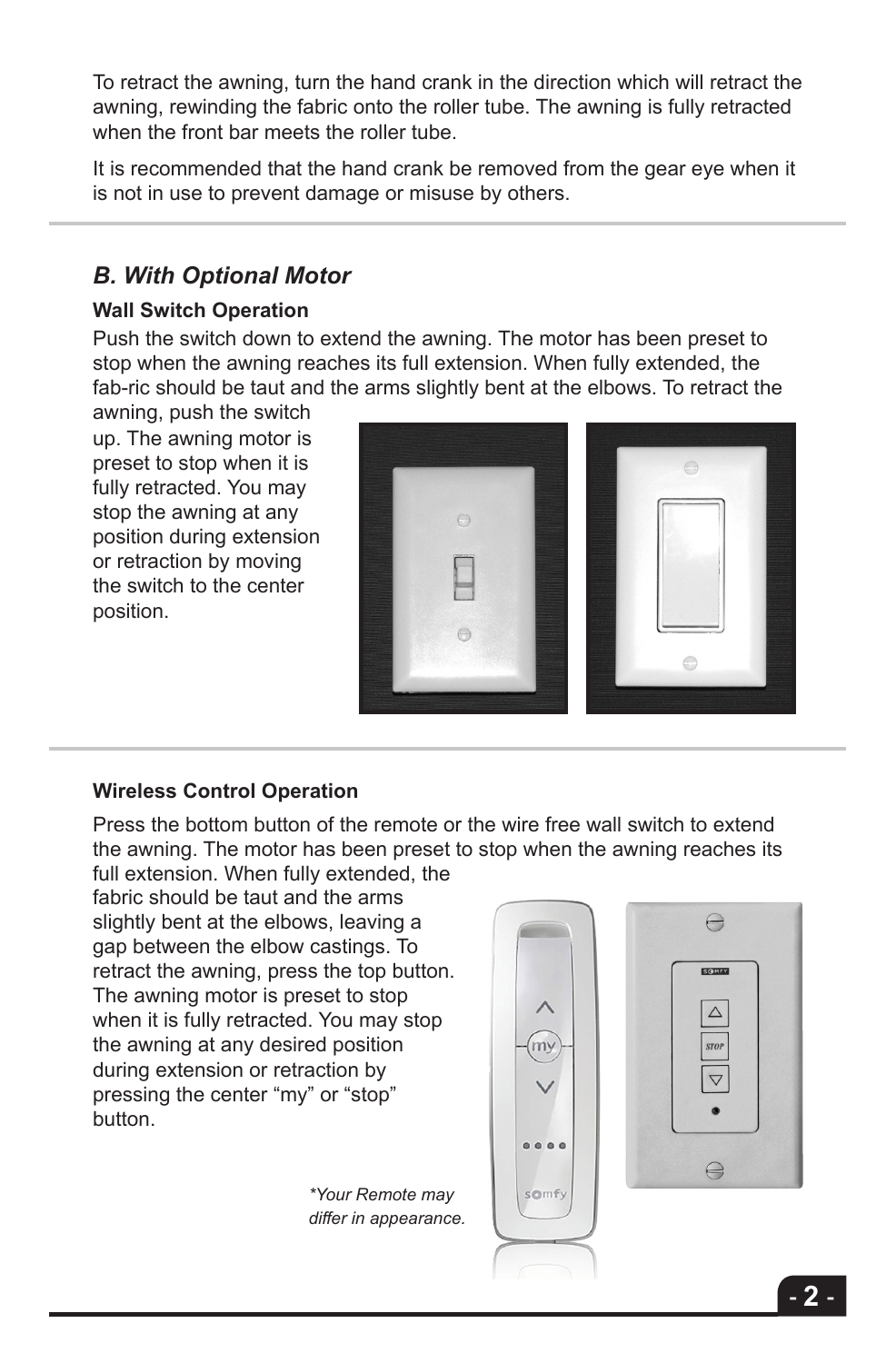To retract the awning, turn the hand crank in the direction which will retract the awning, rewinding the fabric onto the roller tube. The awning is fully retracted when the front bar meets the roller tube.

It is recommended that the hand crank be removed from the gear eye when it is not in use to prevent damage or misuse by others.

## *B. With Optional Motor*

**Wall Switch Operation**

Push the switch down to extend the awning. The motor has been preset to stop when the awning reaches its full extension. When fully extended, the fab-ric should be taut and the arms slightly bent at the elbows. To retract the awning, push the switch up. The awning motor is preset to stop when it is fully retracted. You may stop the awning at any position during extension or retraction by moving the switch to the center position.

**Wireless Control Operation**

Press the bottom button of the remote or the wire free wall switch to extend the awning. The motor has been preset to stop when the awning reaches its full extension. When fully extended, the fabric should be taut and the arms slightly bent at the elbows, leaving a gap between the elbow castings. To retract the awning, press the top button. The awning motor is preset to stop when it is fully retracted. You may stop the awning at any desired position during extension or retraction by pressing the center “my” or “stop” button.

*\*Your Remote may differ in appearance.*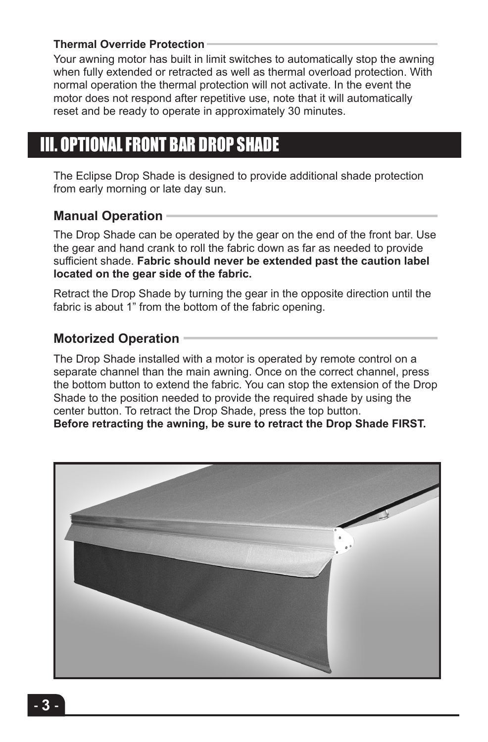### Thermal Override Protection

Your awning motor has built in limit switches to automatically stop the awning when fully extended or retracted as well as thermal overload protection. With normal operation the thermal protection will not activate. In the event the motor does not respond after repetitive use, note that it will automatically reset and be ready to operate in approximately 30 minutes.

## III. OPTIONAL FRONT BAR DROP SHADE

The Eclipse Drop Shade is designed to provide additional shade protection from early morning or late day sun.

### Manual Operation

The Drop Shade can be operated by the gear on the end of the front bar. Use the gear and hand crank to roll the fabric down as far as needed to provide sufficient shade. **Fabric should never be extended past the caution label located on the gear side of the fabric.**

Retract the Drop Shade by turning the gear in the opposite direction until the fabric is about 1” from the bottom of the fabric opening.

### Motorized Operation

The Drop Shade installed with a motor is operated by remote control on a separate channel than the main awning. Once on the correct channel, press the bottom button to extend the fabric. You can stop the extension of the Drop Shade to the position needed to provide the required shade by using the center button. To retract the Drop Shade, press the top button.
**Before retracting the awning, be sure to retract the Drop Shade FIRST.**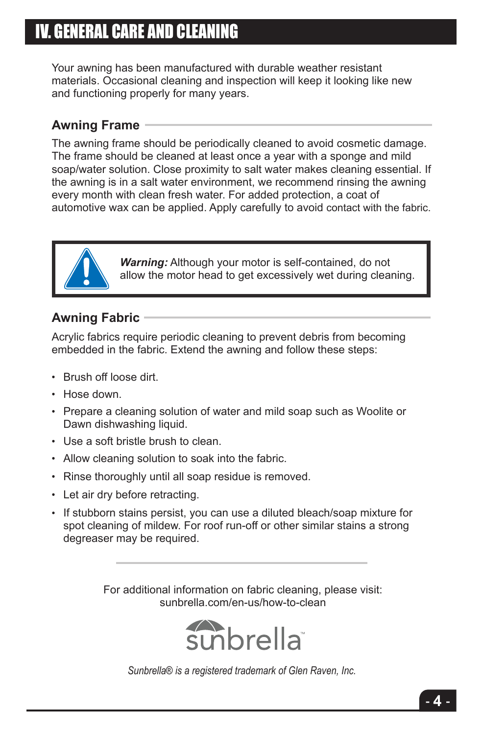# IV. GENERAL CARE AND CLEANING

Your awning has been manufactured with durable weather resistant materials. Occasional cleaning and inspection will keep it looking like new and functioning properly for many years.

## Awning Frame

The awning frame should be periodically cleaned to avoid cosmetic damage. The frame should be cleaned at least once a year with a sponge and mild soap/water solution. Close proximity to salt water makes cleaning essential. If the awning is in a salt water environment, we recommend rinsing the awning every month with clean fresh water. For added protection, a coat of automotive wax can be applied. Apply carefully to avoid contact with the fabric.

***Warning:*** Although your motor is self-contained, do not allow the motor head to get excessively wet during cleaning.

## Awning Fabric

Acrylic fabrics require periodic cleaning to prevent debris from becoming embedded in the fabric. Extend the awning and follow these steps:

- Brush off loose dirt.
- Hose down.
- Prepare a cleaning solution of water and mild soap such as Woolite or Dawn dishwashing liquid.
- Use a soft bristle brush to clean.
- Allow cleaning solution to soak into the fabric.
- Rinse thoroughly until all soap residue is removed.
- Let air dry before retracting.
- If stubborn stains persist, you can use a diluted bleach/soap mixture for spot cleaning of mildew. For roof run-off or other similar stains a strong degreaser may be required.

---

For additional information on fabric cleaning, please visit:
sunbrella.com/en-us/how-to-clean

sunbrella™

*Sunbrella® is a registered trademark of Glen Raven, Inc.*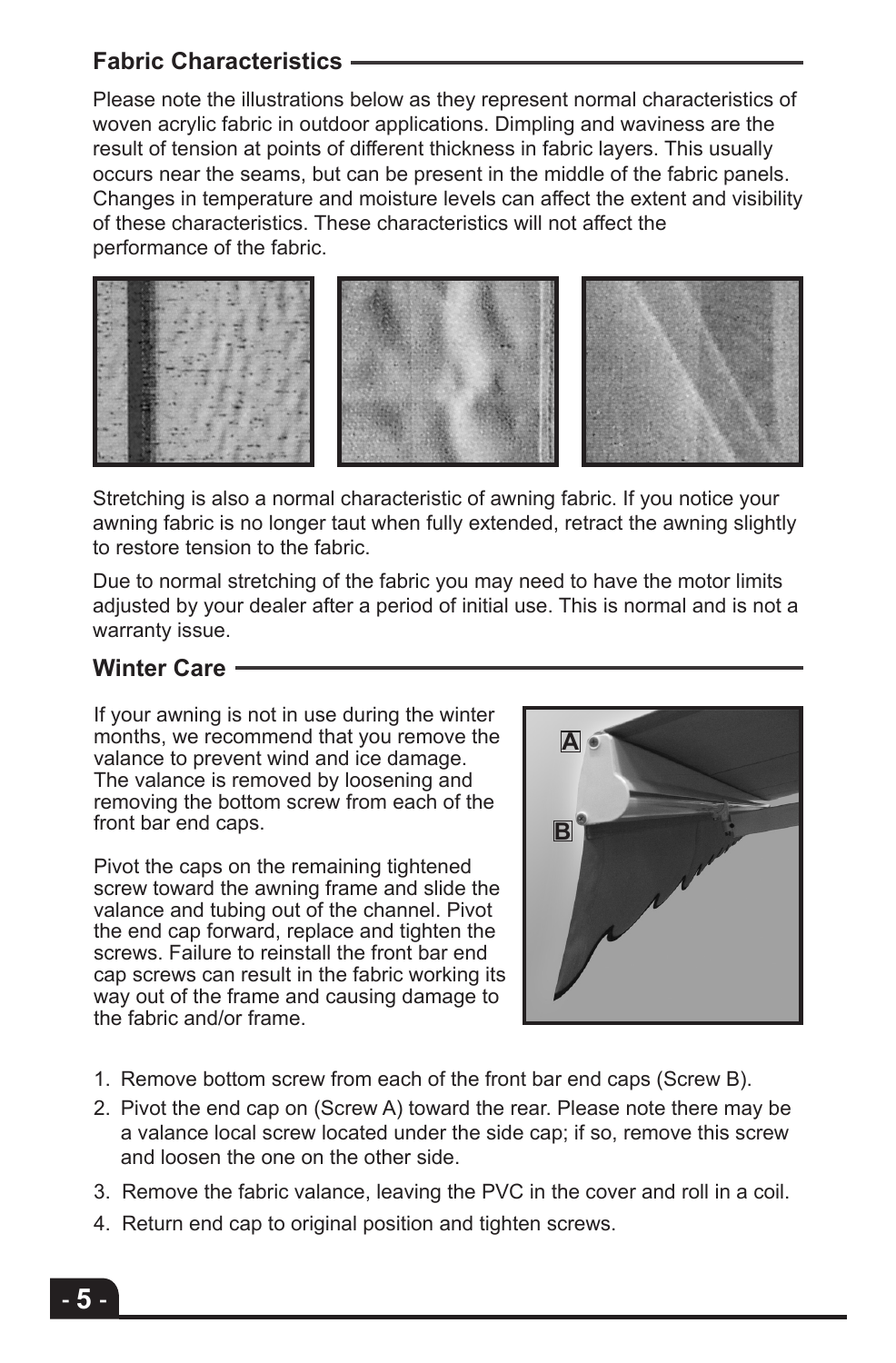## Fabric Characteristics

Please note the illustrations below as they represent normal characteristics of woven acrylic fabric in outdoor applications. Dimpling and waviness are the result of tension at points of different thickness in fabric layers. This usually occurs near the seams, but can be present in the middle of the fabric panels. Changes in temperature and moisture levels can affect the extent and visibility of these characteristics. These characteristics will not affect the performance of the fabric.

Stretching is also a normal characteristic of awning fabric. If you notice your awning fabric is no longer taut when fully extended, retract the awning slightly to restore tension to the fabric.

Due to normal stretching of the fabric you may need to have the motor limits adjusted by your dealer after a period of initial use. This is normal and is not a warranty issue.

## Winter Care

If your awning is not in use during the winter months, we recommend that you remove the valance to prevent wind and ice damage. The valance is removed by loosening and removing the bottom screw from each of the front bar end caps.

Pivot the caps on the remaining tightened screw toward the awning frame and slide the valance and tubing out of the channel. Pivot the end cap forward, replace and tighten the screws. Failure to reinstall the front bar end cap screws can result in the fabric working its way out of the frame and causing damage to the fabric and/or frame.

1. Remove bottom screw from each of the front bar end caps (Screw B).
2. Pivot the end cap on (Screw A) toward the rear. Please note there may be a valance local screw located under the side cap; if so, remove this screw and loosen the one on the other side.
3. Remove the fabric valance, leaving the PVC in the cover and roll in a coil.
4. Return end cap to original position and tighten screws.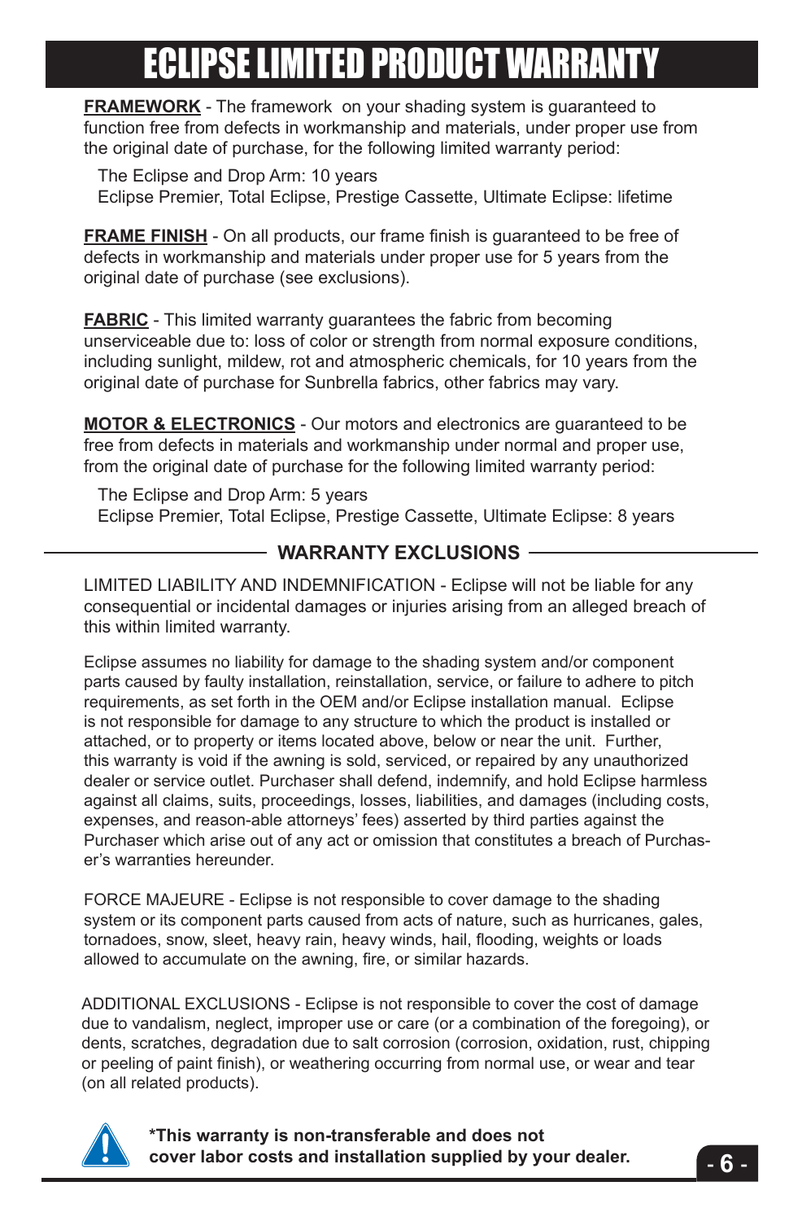# ECLIPSE LIMITED PRODUCT WARRANTY

**FRAMEWORK** - The framework on your shading system is guaranteed to function free from defects in workmanship and materials, under proper use from the original date of purchase, for the following limited warranty period:

The Eclipse and Drop Arm: 10 years
Eclipse Premier, Total Eclipse, Prestige Cassette, Ultimate Eclipse: lifetime

**FRAME FINISH** - On all products, our frame finish is guaranteed to be free of defects in workmanship and materials under proper use for 5 years from the original date of purchase (see exclusions).

**FABRIC** - This limited warranty guarantees the fabric from becoming unserviceable due to: loss of color or strength from normal exposure conditions, including sunlight, mildew, rot and atmospheric chemicals, for 10 years from the original date of purchase for Sunbrella fabrics, other fabrics may vary.

**MOTOR & ELECTRONICS** - Our motors and electronics are guaranteed to be free from defects in materials and workmanship under normal and proper use, from the original date of purchase for the following limited warranty period:

The Eclipse and Drop Arm: 5 years
Eclipse Premier, Total Eclipse, Prestige Cassette, Ultimate Eclipse: 8 years

## WARRANTY EXCLUSIONS

LIMITED LIABILITY AND INDEMNIFICATION - Eclipse will not be liable for any consequential or incidental damages or injuries arising from an alleged breach of this within limited warranty.

Eclipse assumes no liability for damage to the shading system and/or component parts caused by faulty installation, reinstallation, service, or failure to adhere to pitch requirements, as set forth in the OEM and/or Eclipse installation manual. Eclipse is not responsible for damage to any structure to which the product is installed or attached, or to property or items located above, below or near the unit. Further, this warranty is void if the awning is sold, serviced, or repaired by any unauthorized dealer or service outlet. Purchaser shall defend, indemnify, and hold Eclipse harmless against all claims, suits, proceedings, losses, liabilities, and damages (including costs, expenses, and reason-able attorneys' fees) asserted by third parties against the Purchaser which arise out of any act or omission that constitutes a breach of Purchaser's warranties hereunder.

FORCE MAJEURE - Eclipse is not responsible to cover damage to the shading system or its component parts caused from acts of nature, such as hurricanes, gales, tornadoes, snow, sleet, heavy rain, heavy winds, hail, flooding, weights or loads allowed to accumulate on the awning, fire, or similar hazards.

ADDITIONAL EXCLUSIONS - Eclipse is not responsible to cover the cost of damage due to vandalism, neglect, improper use or care (or a combination of the foregoing), or dents, scratches, degradation due to salt corrosion (corrosion, oxidation, rust, chipping or peeling of paint finish), or weathering occurring from normal use, or wear and tear (on all related products).

**\*This warranty is non-transferable and does not cover labor costs and installation supplied by your dealer.**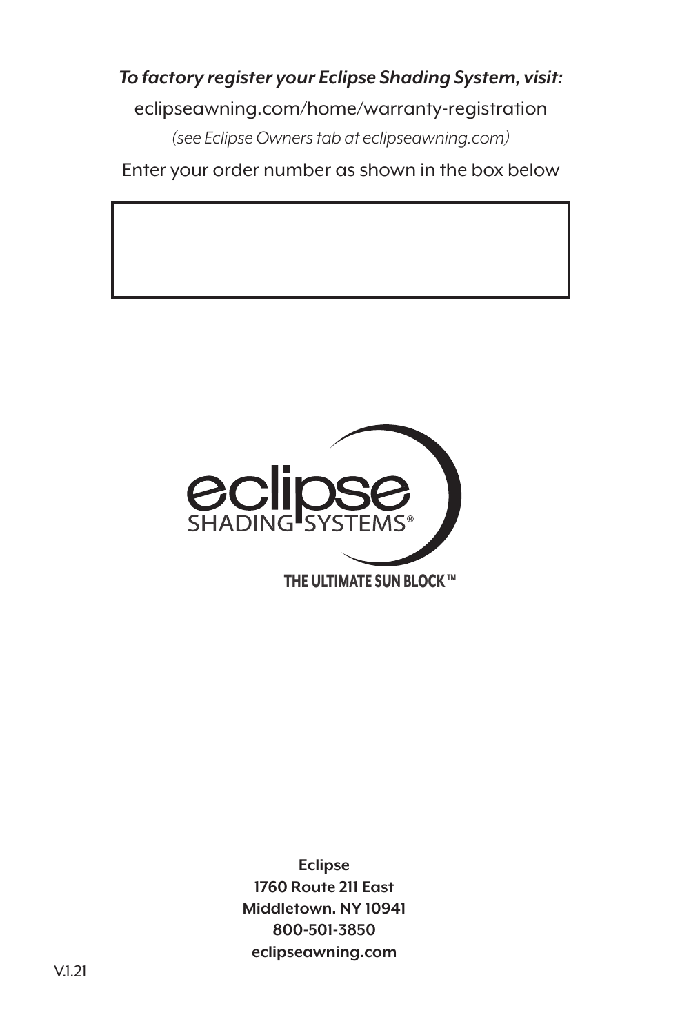***To factory register your Eclipse Shading System, visit:***

eclipseawning.com/home/warranty-registration

*(see Eclipse Owners tab at eclipseawning.com)*

Enter your order number as shown in the box below

eclipse

SHADING SYSTEMS®

THE ULTIMATE SUN BLOCK ™

**Eclipse**
**1760 Route 211 East**
**Middletown. NY 10941**
**800-501-3850**
**eclipseawning.com**

V.1.21